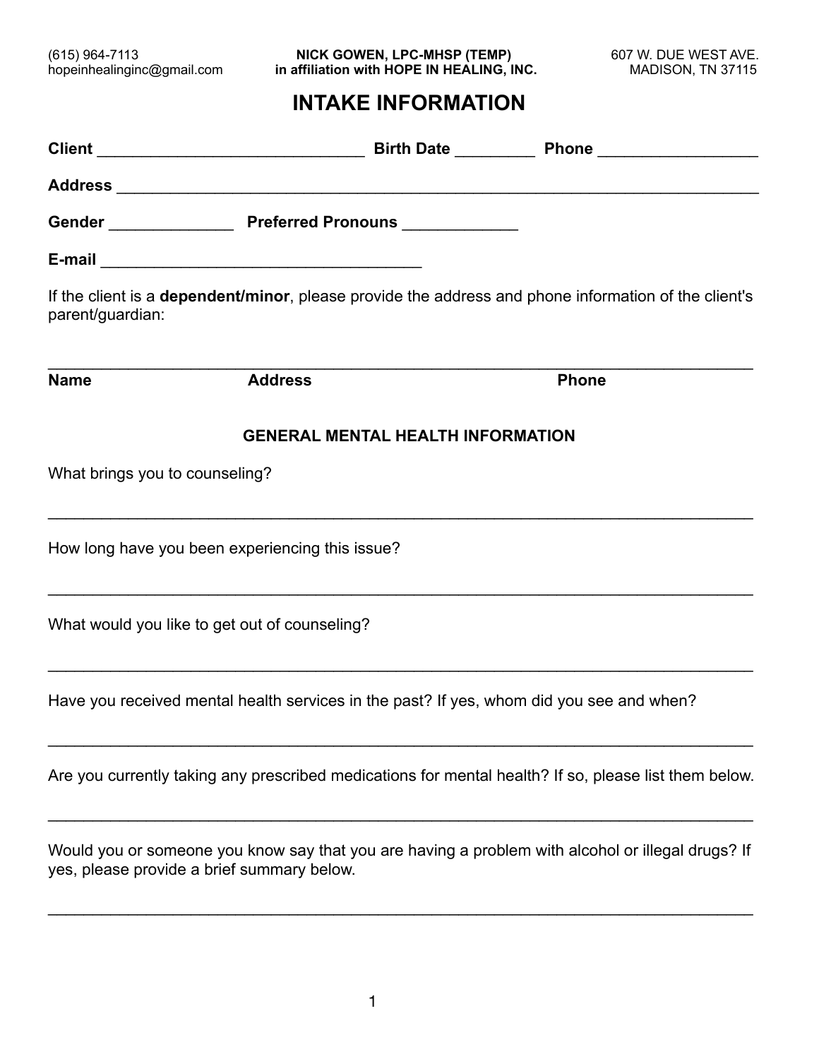(615) 964-7113
hopeinhealinginc@gmail.com

**NICK GOWEN, LPC-MHSP (TEMP)**
**in affiliation with HOPE IN HEALING, INC.**

607 W. DUE WEST AVE.
MADISON, TN 37115

# INTAKE INFORMATION

**Client** ______________________________ **Birth Date** _________ **Phone** _________________

**Address** ________________________________________________________________________

**Gender** ______________ **Preferred Pronouns** _____________

**E-mail** ____________________________________

If the client is a **dependent/minor**, please provide the address and phone information of the client's parent/guardian:

_____________________________________________________________________________

**Name** **Address** **Phone**

## GENERAL MENTAL HEALTH INFORMATION

What brings you to counseling?

_____________________________________________________________________________

How long have you been experiencing this issue?

_____________________________________________________________________________

What would you like to get out of counseling?

_____________________________________________________________________________

Have you received mental health services in the past? If yes, whom did you see and when?

_____________________________________________________________________________

Are you currently taking any prescribed medications for mental health? If so, please list them below.

_____________________________________________________________________________

Would you or someone you know say that you are having a problem with alcohol or illegal drugs? If yes, please provide a brief summary below.

_____________________________________________________________________________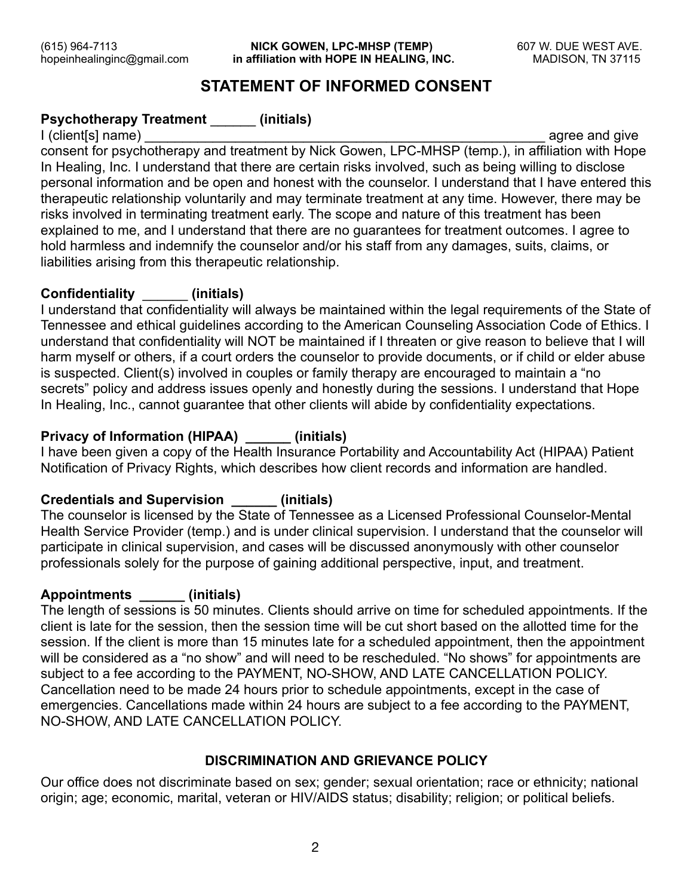(615) 964-7113 **NICK GOWEN, LPC-MHSP (TEMP)** 607 W. DUE WEST AVE.
hopeinhealinginc@gmail.com **in affiliation with HOPE IN HEALING, INC.** MADISON, TN 37115

# STATEMENT OF INFORMED CONSENT

**Psychotherapy Treatment ______ (initials)**

I (client[s] name) ______________________________________________________ agree and give consent for psychotherapy and treatment by Nick Gowen, LPC-MHSP (temp.), in affiliation with Hope In Healing, Inc. I understand that there are certain risks involved, such as being willing to disclose personal information and be open and honest with the counselor. I understand that I have entered this therapeutic relationship voluntarily and may terminate treatment at any time. However, there may be risks involved in terminating treatment early. The scope and nature of this treatment has been explained to me, and I understand that there are no guarantees for treatment outcomes. I agree to hold harmless and indemnify the counselor and/or his staff from any damages, suits, claims, or liabilities arising from this therapeutic relationship.

**Confidentiality ______ (initials)**

I understand that confidentiality will always be maintained within the legal requirements of the State of Tennessee and ethical guidelines according to the American Counseling Association Code of Ethics. I understand that confidentiality will NOT be maintained if I threaten or give reason to believe that I will harm myself or others, if a court orders the counselor to provide documents, or if child or elder abuse is suspected. Client(s) involved in couples or family therapy are encouraged to maintain a "no secrets" policy and address issues openly and honestly during the sessions. I understand that Hope In Healing, Inc., cannot guarantee that other clients will abide by confidentiality expectations.

**Privacy of Information (HIPAA) ______ (initials)**

I have been given a copy of the Health Insurance Portability and Accountability Act (HIPAA) Patient Notification of Privacy Rights, which describes how client records and information are handled.

**Credentials and Supervision ______ (initials)**

The counselor is licensed by the State of Tennessee as a Licensed Professional Counselor-Mental Health Service Provider (temp.) and is under clinical supervision. I understand that the counselor will participate in clinical supervision, and cases will be discussed anonymously with other counselor professionals solely for the purpose of gaining additional perspective, input, and treatment.

**Appointments ______ (initials)**

The length of sessions is 50 minutes. Clients should arrive on time for scheduled appointments. If the client is late for the session, then the session time will be cut short based on the allotted time for the session. If the client is more than 15 minutes late for a scheduled appointment, then the appointment will be considered as a "no show" and will need to be rescheduled. "No shows" for appointments are subject to a fee according to the PAYMENT, NO-SHOW, AND LATE CANCELLATION POLICY. Cancellation need to be made 24 hours prior to schedule appointments, except in the case of emergencies. Cancellations made within 24 hours are subject to a fee according to the PAYMENT, NO-SHOW, AND LATE CANCELLATION POLICY.

## DISCRIMINATION AND GRIEVANCE POLICY

Our office does not discriminate based on sex; gender; sexual orientation; race or ethnicity; national origin; age; economic, marital, veteran or HIV/AIDS status; disability; religion; or political beliefs.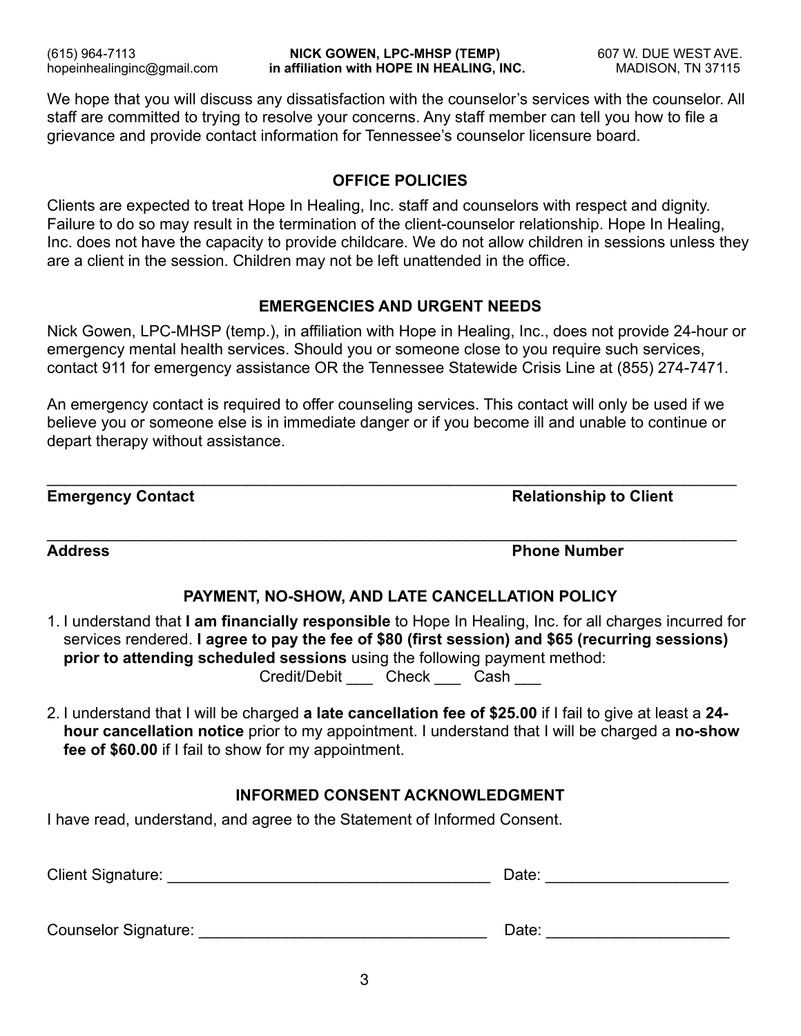We hope that you will discuss any dissatisfaction with the counselor's services with the counselor. All staff are committed to trying to resolve your concerns. Any staff member can tell you how to file a grievance and provide contact information for Tennessee's counselor licensure board.

## OFFICE POLICIES

Clients are expected to treat Hope In Healing, Inc. staff and counselors with respect and dignity. Failure to do so may result in the termination of the client-counselor relationship. Hope In Healing, Inc. does not have the capacity to provide childcare. We do not allow children in sessions unless they are a client in the session. Children may not be left unattended in the office.

## EMERGENCIES AND URGENT NEEDS

Nick Gowen, LPC-MHSP (temp.), in affiliation with Hope in Healing, Inc., does not provide 24-hour or emergency mental health services. Should you or someone close to you require such services, contact 911 for emergency assistance OR the Tennessee Statewide Crisis Line at (855) 274-7471.

An emergency contact is required to offer counseling services. This contact will only be used if we believe you or someone else is in immediate danger or if you become ill and unable to continue or depart therapy without assistance.

______________________________________________________________________________

**Emergency Contact** **Relationship to Client**

______________________________________________________________________________

**Address** **Phone Number**

## PAYMENT, NO-SHOW, AND LATE CANCELLATION POLICY

1. I understand that **I am financially responsible** to Hope In Healing, Inc. for all charges incurred for services rendered. **I agree to pay the fee of $80 (first session) and $65 (recurring sessions) prior to attending scheduled sessions** using the following payment method:

   Credit/Debit ___ Check ___ Cash ___

2. I understand that I will be charged **a late cancellation fee of $25.00** if I fail to give at least a **24-hour cancellation notice** prior to my appointment. I understand that I will be charged a **no-show fee of $60.00** if I fail to show for my appointment.

## INFORMED CONSENT ACKNOWLEDGMENT

I have read, understand, and agree to the Statement of Informed Consent.

Client Signature: ____________________________________ Date: ____________________

Counselor Signature: _________________________________ Date: ____________________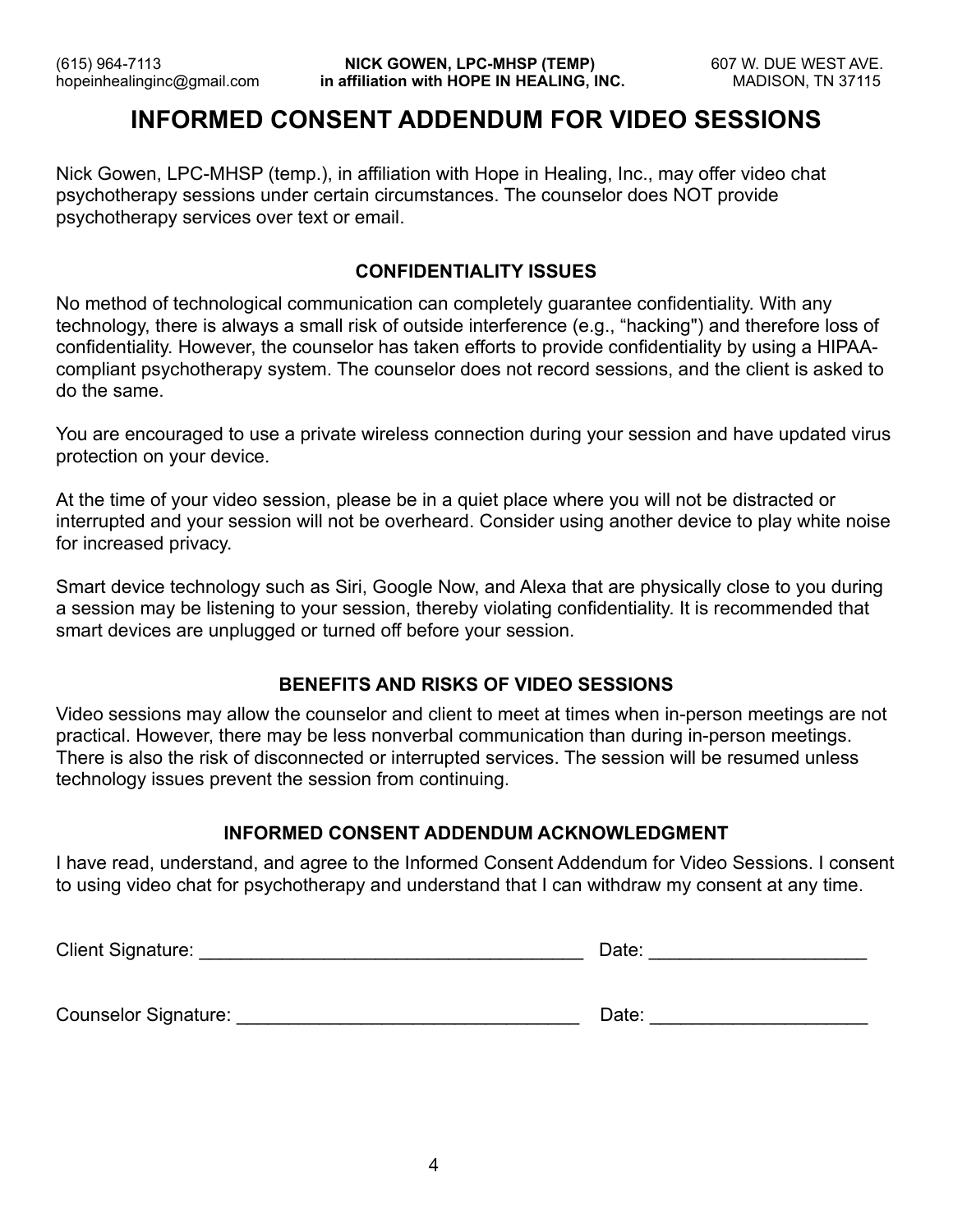# INFORMED CONSENT ADDENDUM FOR VIDEO SESSIONS

Nick Gowen, LPC-MHSP (temp.), in affiliation with Hope in Healing, Inc., may offer video chat psychotherapy sessions under certain circumstances. The counselor does NOT provide psychotherapy services over text or email.

### CONFIDENTIALITY ISSUES

No method of technological communication can completely guarantee confidentiality. With any technology, there is always a small risk of outside interference (e.g., "hacking") and therefore loss of confidentiality. However, the counselor has taken efforts to provide confidentiality by using a HIPAA-compliant psychotherapy system. The counselor does not record sessions, and the client is asked to do the same.

You are encouraged to use a private wireless connection during your session and have updated virus protection on your device.

At the time of your video session, please be in a quiet place where you will not be distracted or interrupted and your session will not be overheard. Consider using another device to play white noise for increased privacy.

Smart device technology such as Siri, Google Now, and Alexa that are physically close to you during a session may be listening to your session, thereby violating confidentiality. It is recommended that smart devices are unplugged or turned off before your session.

### BENEFITS AND RISKS OF VIDEO SESSIONS

Video sessions may allow the counselor and client to meet at times when in-person meetings are not practical. However, there may be less nonverbal communication than during in-person meetings. There is also the risk of disconnected or interrupted services. The session will be resumed unless technology issues prevent the session from continuing.

### INFORMED CONSENT ADDENDUM ACKNOWLEDGMENT

I have read, understand, and agree to the Informed Consent Addendum for Video Sessions. I consent to using video chat for psychotherapy and understand that I can withdraw my consent at any time.

Client Signature: ____________________________________ Date: ____________________

Counselor Signature: _________________________________ Date: ____________________